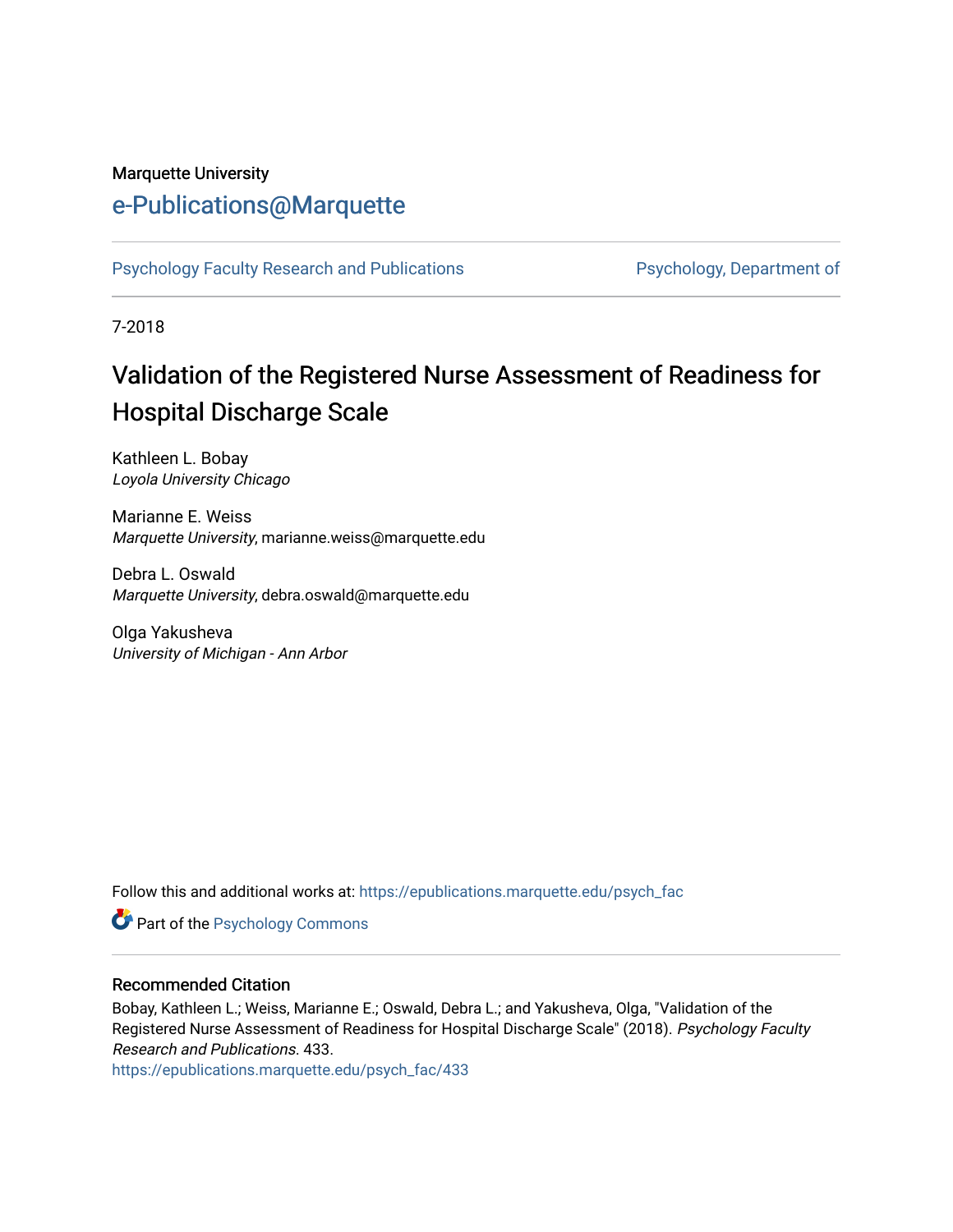Marquette University

# e-Publications@Marquette

Psychology Faculty Research and Publications | Psychology, Department of

7-2018

# Validation of the Registered Nurse Assessment of Readiness for Hospital Discharge Scale

Kathleen L. Bobay
*Loyola University Chicago*

Marianne E. Weiss
*Marquette University*, marianne.weiss@marquette.edu

Debra L. Oswald
*Marquette University*, debra.oswald@marquette.edu

Olga Yakusheva
*University of Michigan - Ann Arbor*

Follow this and additional works at: https://epublications.marquette.edu/psych_fac

Part of the Psychology Commons

## Recommended Citation

Bobay, Kathleen L.; Weiss, Marianne E.; Oswald, Debra L.; and Yakusheva, Olga, "Validation of the Registered Nurse Assessment of Readiness for Hospital Discharge Scale" (2018). *Psychology Faculty Research and Publications*. 433.
https://epublications.marquette.edu/psych_fac/433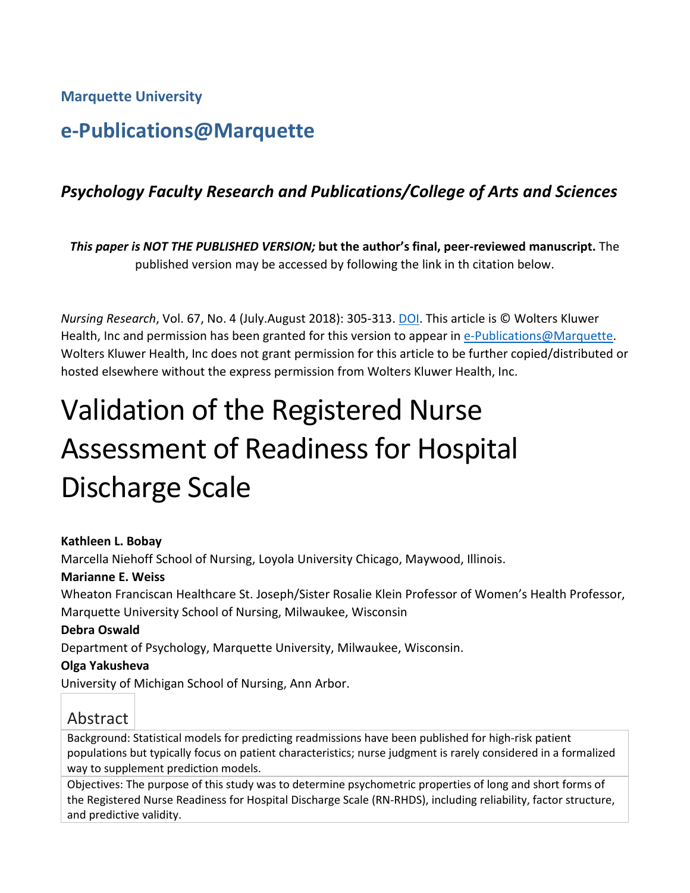**Marquette University**

# e-Publications@Marquette

## *Psychology Faculty Research and Publications/College of Arts and Sciences*

***This paper is NOT THE PUBLISHED VERSION;* but the author's final, peer-reviewed manuscript.** The published version may be accessed by following the link in th citation below.

*Nursing Research*, Vol. 67, No. 4 (July.August 2018): 305-313. DOI. This article is © Wolters Kluwer Health, Inc and permission has been granted for this version to appear in e-Publications@Marquette. Wolters Kluwer Health, Inc does not grant permission for this article to be further copied/distributed or hosted elsewhere without the express permission from Wolters Kluwer Health, Inc.

# Validation of the Registered Nurse Assessment of Readiness for Hospital Discharge Scale

**Kathleen L. Bobay**
Marcella Niehoff School of Nursing, Loyola University Chicago, Maywood, Illinois.

**Marianne E. Weiss**
Wheaton Franciscan Healthcare St. Joseph/Sister Rosalie Klein Professor of Women's Health Professor, Marquette University School of Nursing, Milwaukee, Wisconsin

**Debra Oswald**
Department of Psychology, Marquette University, Milwaukee, Wisconsin.

**Olga Yakusheva**
University of Michigan School of Nursing, Ann Arbor.

## Abstract

Background: Statistical models for predicting readmissions have been published for high-risk patient populations but typically focus on patient characteristics; nurse judgment is rarely considered in a formalized way to supplement prediction models.

Objectives: The purpose of this study was to determine psychometric properties of long and short forms of the Registered Nurse Readiness for Hospital Discharge Scale (RN-RHDS), including reliability, factor structure, and predictive validity.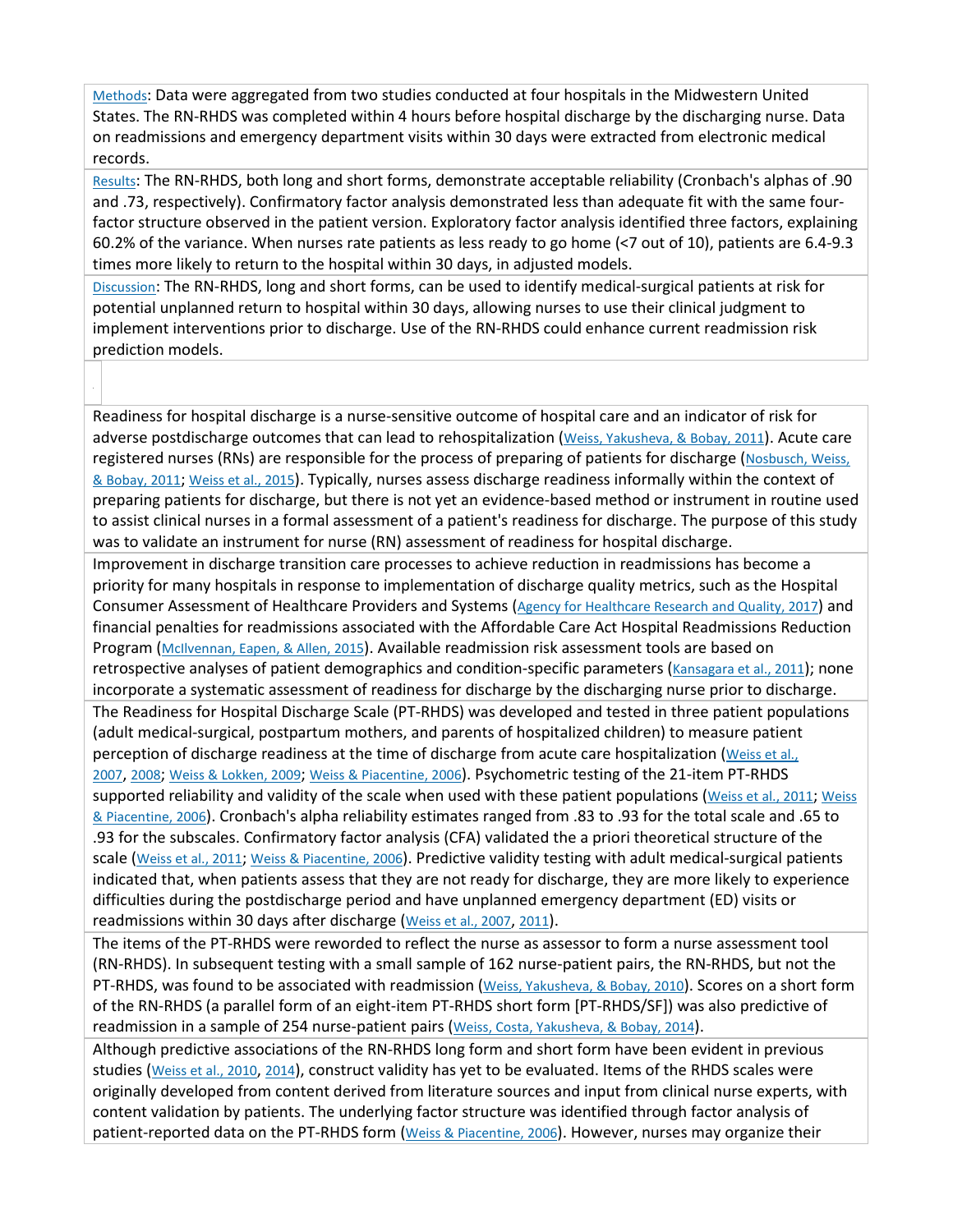**Methods**: Data were aggregated from two studies conducted at four hospitals in the Midwestern United States. The RN-RHDS was completed within 4 hours before hospital discharge by the discharging nurse. Data on readmissions and emergency department visits within 30 days were extracted from electronic medical records.

**Results**: The RN-RHDS, both long and short forms, demonstrate acceptable reliability (Cronbach's alphas of .90 and .73, respectively). Confirmatory factor analysis demonstrated less than adequate fit with the same four-factor structure observed in the patient version. Exploratory factor analysis identified three factors, explaining 60.2% of the variance. When nurses rate patients as less ready to go home (<7 out of 10), patients are 6.4-9.3 times more likely to return to the hospital within 30 days, in adjusted models.

**Discussion**: The RN-RHDS, long and short forms, can be used to identify medical-surgical patients at risk for potential unplanned return to hospital within 30 days, allowing nurses to use their clinical judgment to implement interventions prior to discharge. Use of the RN-RHDS could enhance current readmission risk prediction models.

Readiness for hospital discharge is a nurse-sensitive outcome of hospital care and an indicator of risk for adverse postdischarge outcomes that can lead to rehospitalization (Weiss, Yakusheva, & Bobay, 2011). Acute care registered nurses (RNs) are responsible for the process of preparing of patients for discharge (Nosbusch, Weiss, & Bobay, 2011; Weiss et al., 2015). Typically, nurses assess discharge readiness informally within the context of preparing patients for discharge, but there is not yet an evidence-based method or instrument in routine used to assist clinical nurses in a formal assessment of a patient's readiness for discharge. The purpose of this study was to validate an instrument for nurse (RN) assessment of readiness for hospital discharge.

Improvement in discharge transition care processes to achieve reduction in readmissions has become a priority for many hospitals in response to implementation of discharge quality metrics, such as the Hospital Consumer Assessment of Healthcare Providers and Systems (Agency for Healthcare Research and Quality, 2017) and financial penalties for readmissions associated with the Affordable Care Act Hospital Readmissions Reduction Program (McIlvennan, Eapen, & Allen, 2015). Available readmission risk assessment tools are based on retrospective analyses of patient demographics and condition-specific parameters (Kansagara et al., 2011); none incorporate a systematic assessment of readiness for discharge by the discharging nurse prior to discharge.

The Readiness for Hospital Discharge Scale (PT-RHDS) was developed and tested in three patient populations (adult medical-surgical, postpartum mothers, and parents of hospitalized children) to measure patient perception of discharge readiness at the time of discharge from acute care hospitalization (Weiss et al., 2007, 2008; Weiss & Lokken, 2009; Weiss & Piacentine, 2006). Psychometric testing of the 21-item PT-RHDS supported reliability and validity of the scale when used with these patient populations (Weiss et al., 2011; Weiss & Piacentine, 2006). Cronbach's alpha reliability estimates ranged from .83 to .93 for the total scale and .65 to .93 for the subscales. Confirmatory factor analysis (CFA) validated the a priori theoretical structure of the scale (Weiss et al., 2011; Weiss & Piacentine, 2006). Predictive validity testing with adult medical-surgical patients indicated that, when patients assess that they are not ready for discharge, they are more likely to experience difficulties during the postdischarge period and have unplanned emergency department (ED) visits or readmissions within 30 days after discharge (Weiss et al., 2007, 2011).

The items of the PT-RHDS were reworded to reflect the nurse as assessor to form a nurse assessment tool (RN-RHDS). In subsequent testing with a small sample of 162 nurse-patient pairs, the RN-RHDS, but not the PT-RHDS, was found to be associated with readmission (Weiss, Yakusheva, & Bobay, 2010). Scores on a short form of the RN-RHDS (a parallel form of an eight-item PT-RHDS short form [PT-RHDS/SF]) was also predictive of readmission in a sample of 254 nurse-patient pairs (Weiss, Costa, Yakusheva, & Bobay, 2014).

Although predictive associations of the RN-RHDS long form and short form have been evident in previous studies (Weiss et al., 2010, 2014), construct validity has yet to be evaluated. Items of the RHDS scales were originally developed from content derived from literature sources and input from clinical nurse experts, with content validation by patients. The underlying factor structure was identified through factor analysis of patient-reported data on the PT-RHDS form (Weiss & Piacentine, 2006). However, nurses may organize their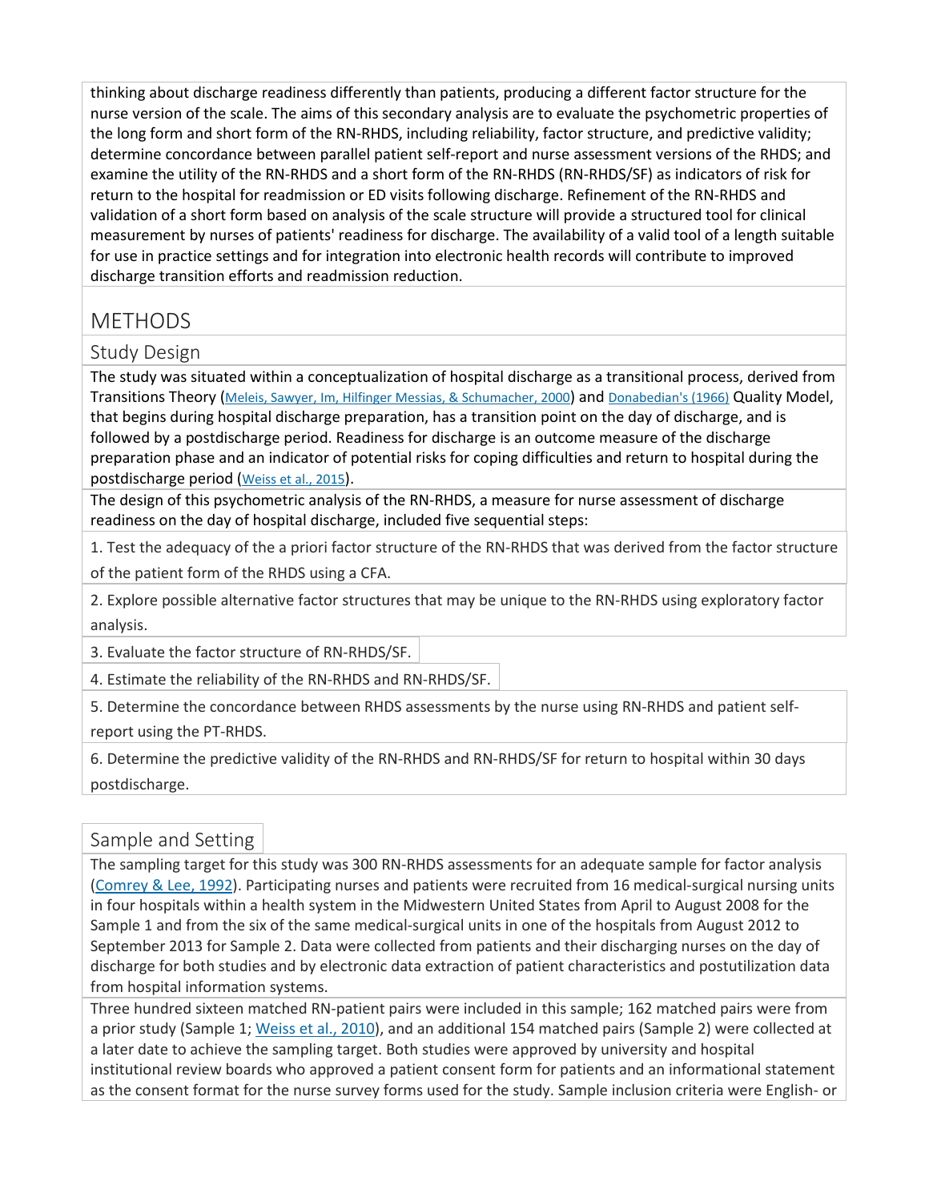thinking about discharge readiness differently than patients, producing a different factor structure for the nurse version of the scale. The aims of this secondary analysis are to evaluate the psychometric properties of the long form and short form of the RN-RHDS, including reliability, factor structure, and predictive validity; determine concordance between parallel patient self-report and nurse assessment versions of the RHDS; and examine the utility of the RN-RHDS and a short form of the RN-RHDS (RN-RHDS/SF) as indicators of risk for return to the hospital for readmission or ED visits following discharge. Refinement of the RN-RHDS and validation of a short form based on analysis of the scale structure will provide a structured tool for clinical measurement by nurses of patients' readiness for discharge. The availability of a valid tool of a length suitable for use in practice settings and for integration into electronic health records will contribute to improved discharge transition efforts and readmission reduction.

# METHODS

## Study Design

The study was situated within a conceptualization of hospital discharge as a transitional process, derived from Transitions Theory (Meleis, Sawyer, Im, Hilfinger Messias, & Schumacher, 2000) and Donabedian's (1966) Quality Model, that begins during hospital discharge preparation, has a transition point on the day of discharge, and is followed by a postdischarge period. Readiness for discharge is an outcome measure of the discharge preparation phase and an indicator of potential risks for coping difficulties and return to hospital during the postdischarge period (Weiss et al., 2015).

The design of this psychometric analysis of the RN-RHDS, a measure for nurse assessment of discharge readiness on the day of hospital discharge, included five sequential steps:

1. Test the adequacy of the a priori factor structure of the RN-RHDS that was derived from the factor structure of the patient form of the RHDS using a CFA.
2. Explore possible alternative factor structures that may be unique to the RN-RHDS using exploratory factor analysis.
3. Evaluate the factor structure of RN-RHDS/SF.
4. Estimate the reliability of the RN-RHDS and RN-RHDS/SF.
5. Determine the concordance between RHDS assessments by the nurse using RN-RHDS and patient self-report using the PT-RHDS.
6. Determine the predictive validity of the RN-RHDS and RN-RHDS/SF for return to hospital within 30 days postdischarge.

## Sample and Setting

The sampling target for this study was 300 RN-RHDS assessments for an adequate sample for factor analysis (Comrey & Lee, 1992). Participating nurses and patients were recruited from 16 medical-surgical nursing units in four hospitals within a health system in the Midwestern United States from April to August 2008 for the Sample 1 and from the six of the same medical-surgical units in one of the hospitals from August 2012 to September 2013 for Sample 2. Data were collected from patients and their discharging nurses on the day of discharge for both studies and by electronic data extraction of patient characteristics and postutilization data from hospital information systems.

Three hundred sixteen matched RN-patient pairs were included in this sample; 162 matched pairs were from a prior study (Sample 1; Weiss et al., 2010), and an additional 154 matched pairs (Sample 2) were collected at a later date to achieve the sampling target. Both studies were approved by university and hospital institutional review boards who approved a patient consent form for patients and an informational statement as the consent format for the nurse survey forms used for the study. Sample inclusion criteria were English- or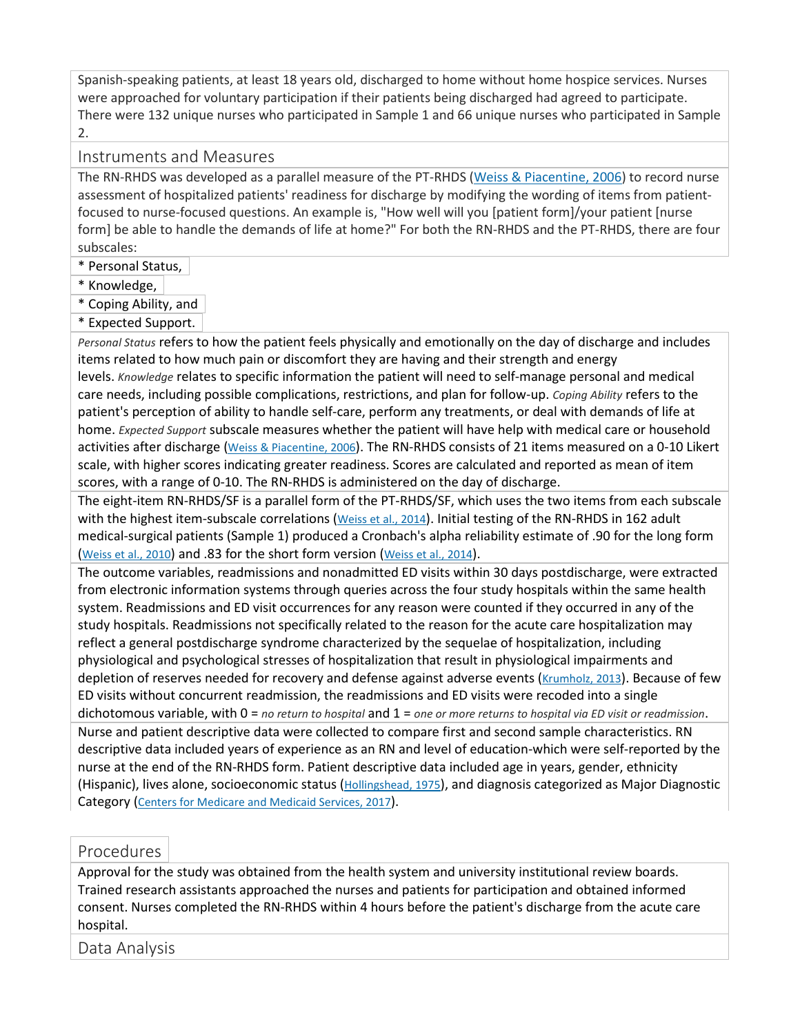Spanish-speaking patients, at least 18 years old, discharged to home without home hospice services. Nurses were approached for voluntary participation if their patients being discharged had agreed to participate. There were 132 unique nurses who participated in Sample 1 and 66 unique nurses who participated in Sample 2.

## Instruments and Measures

The RN-RHDS was developed as a parallel measure of the PT-RHDS (Weiss & Piacentine, 2006) to record nurse assessment of hospitalized patients' readiness for discharge by modifying the wording of items from patient-focused to nurse-focused questions. An example is, "How well will you [patient form]/your patient [nurse form] be able to handle the demands of life at home?" For both the RN-RHDS and the PT-RHDS, there are four subscales:

* Personal Status,
* Knowledge,
* Coping Ability, and
* Expected Support.

*Personal Status* refers to how the patient feels physically and emotionally on the day of discharge and includes items related to how much pain or discomfort they are having and their strength and energy levels. *Knowledge* relates to specific information the patient will need to self-manage personal and medical care needs, including possible complications, restrictions, and plan for follow-up. *Coping Ability* refers to the patient's perception of ability to handle self-care, perform any treatments, or deal with demands of life at home. *Expected Support* subscale measures whether the patient will have help with medical care or household activities after discharge (Weiss & Piacentine, 2006). The RN-RHDS consists of 21 items measured on a 0-10 Likert scale, with higher scores indicating greater readiness. Scores are calculated and reported as mean of item scores, with a range of 0-10. The RN-RHDS is administered on the day of discharge.

The eight-item RN-RHDS/SF is a parallel form of the PT-RHDS/SF, which uses the two items from each subscale with the highest item-subscale correlations (Weiss et al., 2014). Initial testing of the RN-RHDS in 162 adult medical-surgical patients (Sample 1) produced a Cronbach's alpha reliability estimate of .90 for the long form (Weiss et al., 2010) and .83 for the short form version (Weiss et al., 2014).

The outcome variables, readmissions and nonadmitted ED visits within 30 days postdischarge, were extracted from electronic information systems through queries across the four study hospitals within the same health system. Readmissions and ED visit occurrences for any reason were counted if they occurred in any of the study hospitals. Readmissions not specifically related to the reason for the acute care hospitalization may reflect a general postdischarge syndrome characterized by the sequelae of hospitalization, including physiological and psychological stresses of hospitalization that result in physiological impairments and depletion of reserves needed for recovery and defense against adverse events (Krumholz, 2013). Because of few ED visits without concurrent readmission, the readmissions and ED visits were recoded into a single dichotomous variable, with 0 = *no return to hospital* and 1 = *one or more returns to hospital via ED visit or readmission*.

Nurse and patient descriptive data were collected to compare first and second sample characteristics. RN descriptive data included years of experience as an RN and level of education-which were self-reported by the nurse at the end of the RN-RHDS form. Patient descriptive data included age in years, gender, ethnicity (Hispanic), lives alone, socioeconomic status (Hollingshead, 1975), and diagnosis categorized as Major Diagnostic Category (Centers for Medicare and Medicaid Services, 2017).

## Procedures

Approval for the study was obtained from the health system and university institutional review boards. Trained research assistants approached the nurses and patients for participation and obtained informed consent. Nurses completed the RN-RHDS within 4 hours before the patient's discharge from the acute care hospital.

## Data Analysis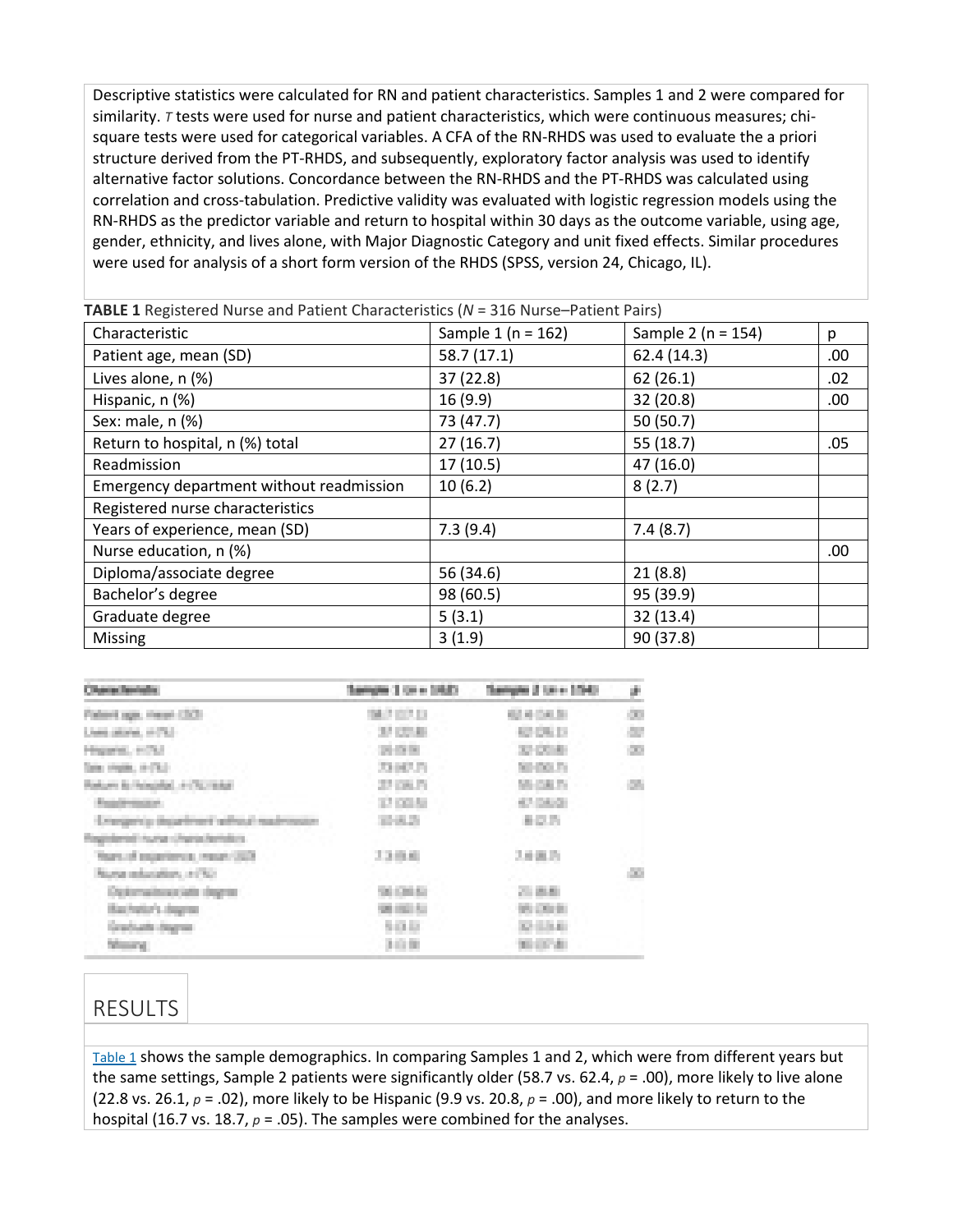Descriptive statistics were calculated for RN and patient characteristics. Samples 1 and 2 were compared for similarity. *T* tests were used for nurse and patient characteristics, which were continuous measures; chi-square tests were used for categorical variables. A CFA of the RN-RHDS was used to evaluate the a priori structure derived from the PT-RHDS, and subsequently, exploratory factor analysis was used to identify alternative factor solutions. Concordance between the RN-RHDS and the PT-RHDS was calculated using correlation and cross-tabulation. Predictive validity was evaluated with logistic regression models using the RN-RHDS as the predictor variable and return to hospital within 30 days as the outcome variable, using age, gender, ethnicity, and lives alone, with Major Diagnostic Category and unit fixed effects. Similar procedures were used for analysis of a short form version of the RHDS (SPSS, version 24, Chicago, IL).

**TABLE 1** Registered Nurse and Patient Characteristics (*N* = 316 Nurse–Patient Pairs)

| Characteristic | Sample 1 (n = 162) | Sample 2 (n = 154) | p |
|---|---|---|---|
| Patient age, mean (SD) | 58.7 (17.1) | 62.4 (14.3) | .00 |
| Lives alone, n (%) | 37 (22.8) | 62 (26.1) | .02 |
| Hispanic, n (%) | 16 (9.9) | 32 (20.8) | .00 |
| Sex: male, n (%) | 73 (47.7) | 50 (50.7) | |
| Return to hospital, n (%) total | 27 (16.7) | 55 (18.7) | .05 |
| Readmission | 17 (10.5) | 47 (16.0) | |
| Emergency department without readmission | 10 (6.2) | 8 (2.7) | |
| Registered nurse characteristics | | | |
| Years of experience, mean (SD) | 7.3 (9.4) | 7.4 (8.7) | |
| Nurse education, n (%) | | | .00 |
| Diploma/associate degree | 56 (34.6) | 21 (8.8) | |
| Bachelor's degree | 98 (60.5) | 95 (39.9) | |
| Graduate degree | 5 (3.1) | 32 (13.4) | |
| Missing | 3 (1.9) | 90 (37.8) | |

## RESULTS

Table 1 shows the sample demographics. In comparing Samples 1 and 2, which were from different years but the same settings, Sample 2 patients were significantly older (58.7 vs. 62.4, $p$ = .00), more likely to live alone (22.8 vs. 26.1, $p$ = .02), more likely to be Hispanic (9.9 vs. 20.8, $p$ = .00), and more likely to return to the hospital (16.7 vs. 18.7, $p$ = .05). The samples were combined for the analyses.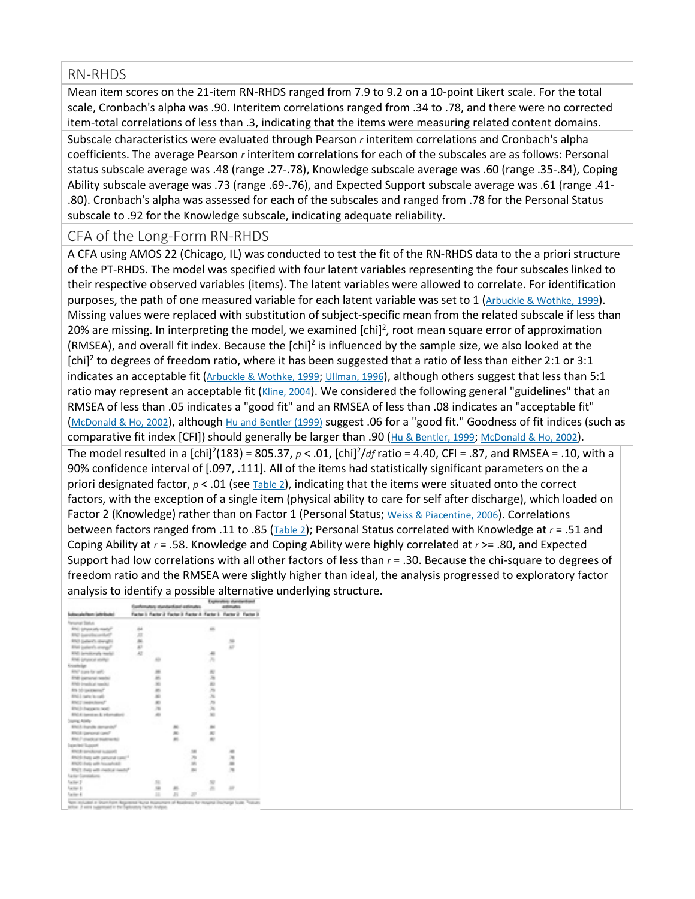## RN-RHDS

Mean item scores on the 21-item RN-RHDS ranged from 7.9 to 9.2 on a 10-point Likert scale. For the total scale, Cronbach's alpha was .90. Interitem correlations ranged from .34 to .78, and there were no corrected item-total correlations of less than .3, indicating that the items were measuring related content domains.

Subscale characteristics were evaluated through Pearson *r* interitem correlations and Cronbach's alpha coefficients. The average Pearson *r* interitem correlations for each of the subscales are as follows: Personal status subscale average was .48 (range .27-.78), Knowledge subscale average was .60 (range .35-.84), Coping Ability subscale average was .73 (range .69-.76), and Expected Support subscale average was .61 (range .41-.80). Cronbach's alpha was assessed for each of the subscales and ranged from .78 for the Personal Status subscale to .92 for the Knowledge subscale, indicating adequate reliability.

## CFA of the Long-Form RN-RHDS

A CFA using AMOS 22 (Chicago, IL) was conducted to test the fit of the RN-RHDS data to the a priori structure of the PT-RHDS. The model was specified with four latent variables representing the four subscales linked to their respective observed variables (items). The latent variables were allowed to correlate. For identification purposes, the path of one measured variable for each latent variable was set to 1 (Arbuckle & Wothke, 1999). Missing values were replaced with substitution of subject-specific mean from the related subscale if less than 20% are missing. In interpreting the model, we examined [chi]$^2$, root mean square error of approximation (RMSEA), and overall fit index. Because the [chi]$^2$ is influenced by the sample size, we also looked at the [chi]$^2$ to degrees of freedom ratio, where it has been suggested that a ratio of less than either 2:1 or 3:1 indicates an acceptable fit (Arbuckle & Wothke, 1999; Ullman, 1996), although others suggest that less than 5:1 ratio may represent an acceptable fit (Kline, 2004). We considered the following general "guidelines" that an RMSEA of less than .05 indicates a "good fit" and an RMSEA of less than .08 indicates an "acceptable fit" (McDonald & Ho, 2002), although Hu and Bentler (1999) suggest .06 for a "good fit." Goodness of fit indices (such as comparative fit index [CFI]) should generally be larger than .90 (Hu & Bentler, 1999; McDonald & Ho, 2002).

The model resulted in a [chi]$^2$(183) = 805.37, $p < .01$, [chi]$^2$/*df* ratio = 4.40, CFI = .87, and RMSEA = .10, with a 90% confidence interval of [.097, .111]. All of the items had statistically significant parameters on the a priori designated factor, $p < .01$ (see Table 2), indicating that the items were situated onto the correct factors, with the exception of a single item (physical ability to care for self after discharge), which loaded on Factor 2 (Knowledge) rather than on Factor 1 (Personal Status; Weiss & Piacentine, 2006). Correlations between factors ranged from .11 to .85 (Table 2); Personal Status correlated with Knowledge at $r = .51$ and Coping Ability at $r = .58$. Knowledge and Coping Ability were highly correlated at $r >= .80$, and Expected Support had low correlations with all other factors of less than $r = .30$. Because the chi-square to degrees of freedom ratio and the RMSEA were slightly higher than ideal, the analysis progressed to exploratory factor analysis to identify a possible alternative underlying structure.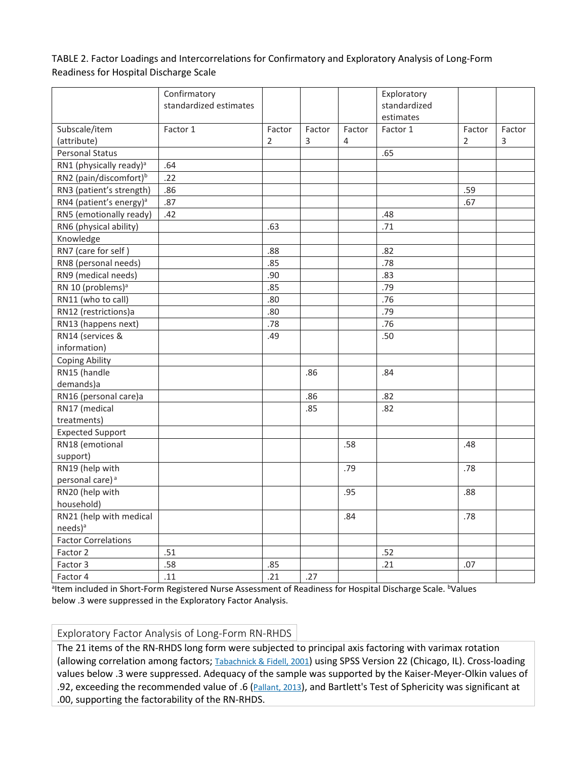TABLE 2. Factor Loadings and Intercorrelations for Confirmatory and Exploratory Analysis of Long-Form Readiness for Hospital Discharge Scale

| | Confirmatory standardized estimates | | | | Exploratory standardized estimates | | |
|---|---|---|---|---|---|---|---|
| Subscale/item (attribute) | Factor 1 | Factor 2 | Factor 3 | Factor 4 | Factor 1 | Factor 2 | Factor 3 |
| Personal Status | | | | | .65 | | |
| RN1 (physically ready)[a] | .64 | | | | | | |
| RN2 (pain/discomfort)[b] | .22 | | | | | | |
| RN3 (patient's strength) | .86 | | | | | .59 | |
| RN4 (patient's energy)[a] | .87 | | | | | .67 | |
| RN5 (emotionally ready) | .42 | | | | .48 | | |
| RN6 (physical ability) | | .63 | | | .71 | | |
| Knowledge | | | | | | | |
| RN7 (care for self ) | | .88 | | | .82 | | |
| RN8 (personal needs) | | .85 | | | .78 | | |
| RN9 (medical needs) | | .90 | | | .83 | | |
| RN 10 (problems)[a] | | .85 | | | .79 | | |
| RN11 (who to call) | | .80 | | | .76 | | |
| RN12 (restrictions)a | | .80 | | | .79 | | |
| RN13 (happens next) | | .78 | | | .76 | | |
| RN14 (services & information) | | .49 | | | .50 | | |
| Coping Ability | | | | | | | |
| RN15 (handle demands)a | | | .86 | | .84 | | |
| RN16 (personal care)a | | | .86 | | .82 | | |
| RN17 (medical treatments) | | | .85 | | .82 | | |
| Expected Support | | | | | | | |
| RN18 (emotional support) | | | | .58 | | .48 | |
| RN19 (help with personal care)[a] | | | | .79 | | .78 | |
| RN20 (help with household) | | | | .95 | | .88 | |
| RN21 (help with medical needs)[a] | | | | .84 | | .78 | |
| Factor Correlations | | | | | | | |
| Factor 2 | .51 | | | | .52 | | |
| Factor 3 | .58 | .85 | | | .21 | .07 | |
| Factor 4 | .11 | .21 | .27 | | | | |

[a]Item included in Short-Form Registered Nurse Assessment of Readiness for Hospital Discharge Scale. [b]Values below .3 were suppressed in the Exploratory Factor Analysis.

## Exploratory Factor Analysis of Long-Form RN-RHDS

The 21 items of the RN-RHDS long form were subjected to principal axis factoring with varimax rotation (allowing correlation among factors; Tabachnick & Fidell, 2001) using SPSS Version 22 (Chicago, IL). Cross-loading values below .3 were suppressed. Adequacy of the sample was supported by the Kaiser-Meyer-Olkin values of .92, exceeding the recommended value of .6 (Pallant, 2013), and Bartlett's Test of Sphericity was significant at .00, supporting the factorability of the RN-RHDS.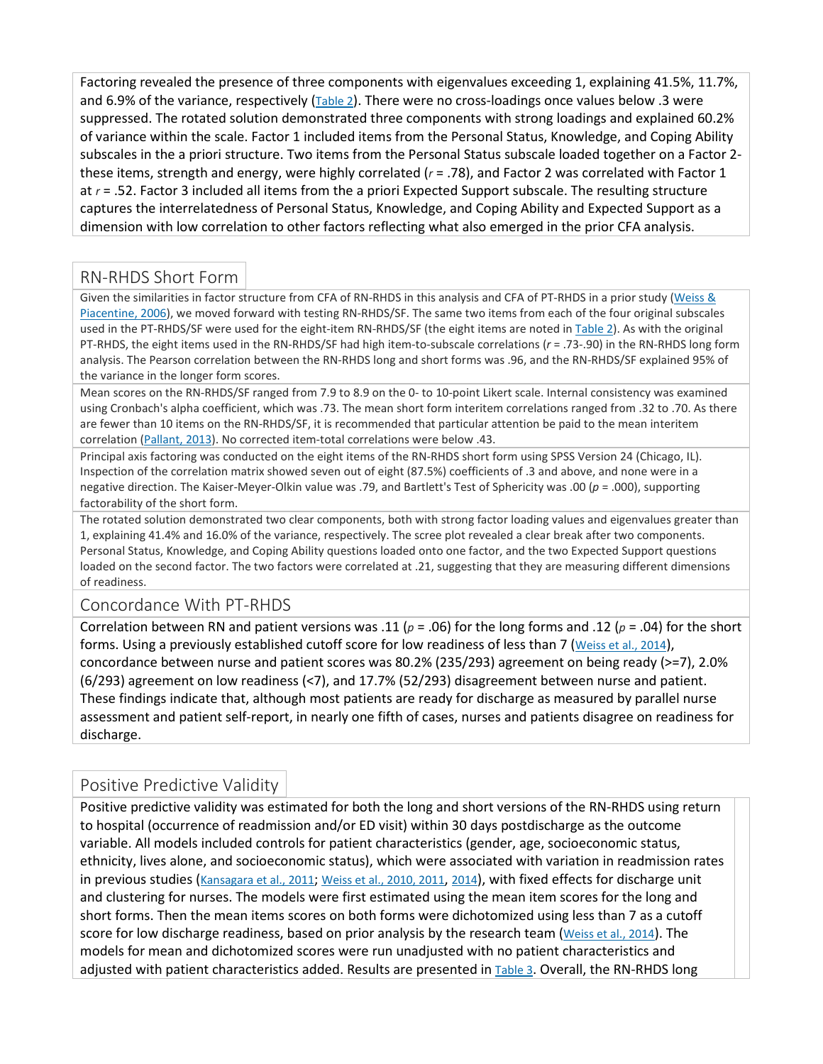Factoring revealed the presence of three components with eigenvalues exceeding 1, explaining 41.5%, 11.7%, and 6.9% of the variance, respectively (Table 2). There were no cross-loadings once values below .3 were suppressed. The rotated solution demonstrated three components with strong loadings and explained 60.2% of variance within the scale. Factor 1 included items from the Personal Status, Knowledge, and Coping Ability subscales in the a priori structure. Two items from the Personal Status subscale loaded together on a Factor 2- these items, strength and energy, were highly correlated ($r$ = .78), and Factor 2 was correlated with Factor 1 at $r$ = .52. Factor 3 included all items from the a priori Expected Support subscale. The resulting structure captures the interrelatedness of Personal Status, Knowledge, and Coping Ability and Expected Support as a dimension with low correlation to other factors reflecting what also emerged in the prior CFA analysis.

## RN-RHDS Short Form

Given the similarities in factor structure from CFA of RN-RHDS in this analysis and CFA of PT-RHDS in a prior study (Weiss & Piacentine, 2006), we moved forward with testing RN-RHDS/SF. The same two items from each of the four original subscales used in the PT-RHDS/SF were used for the eight-item RN-RHDS/SF (the eight items are noted in Table 2). As with the original PT-RHDS, the eight items used in the RN-RHDS/SF had high item-to-subscale correlations ($r$ = .73-.90) in the RN-RHDS long form analysis. The Pearson correlation between the RN-RHDS long and short forms was .96, and the RN-RHDS/SF explained 95% of the variance in the longer form scores.

Mean scores on the RN-RHDS/SF ranged from 7.9 to 8.9 on the 0- to 10-point Likert scale. Internal consistency was examined using Cronbach's alpha coefficient, which was .73. The mean short form interitem correlations ranged from .32 to .70. As there are fewer than 10 items on the RN-RHDS/SF, it is recommended that particular attention be paid to the mean interitem correlation (Pallant, 2013). No corrected item-total correlations were below .43.

Principal axis factoring was conducted on the eight items of the RN-RHDS short form using SPSS Version 24 (Chicago, IL). Inspection of the correlation matrix showed seven out of eight (87.5%) coefficients of .3 and above, and none were in a negative direction. The Kaiser-Meyer-Olkin value was .79, and Bartlett's Test of Sphericity was .00 ($p$ = .000), supporting factorability of the short form.

The rotated solution demonstrated two clear components, both with strong factor loading values and eigenvalues greater than 1, explaining 41.4% and 16.0% of the variance, respectively. The scree plot revealed a clear break after two components. Personal Status, Knowledge, and Coping Ability questions loaded onto one factor, and the two Expected Support questions loaded on the second factor. The two factors were correlated at .21, suggesting that they are measuring different dimensions of readiness.

## Concordance With PT-RHDS

Correlation between RN and patient versions was .11 ($p$ = .06) for the long forms and .12 ($p$ = .04) for the short forms. Using a previously established cutoff score for low readiness of less than 7 (Weiss et al., 2014), concordance between nurse and patient scores was 80.2% (235/293) agreement on being ready (>=7), 2.0% (6/293) agreement on low readiness (<7), and 17.7% (52/293) disagreement between nurse and patient. These findings indicate that, although most patients are ready for discharge as measured by parallel nurse assessment and patient self-report, in nearly one fifth of cases, nurses and patients disagree on readiness for discharge.

## Positive Predictive Validity

Positive predictive validity was estimated for both the long and short versions of the RN-RHDS using return to hospital (occurrence of readmission and/or ED visit) within 30 days postdischarge as the outcome variable. All models included controls for patient characteristics (gender, age, socioeconomic status, ethnicity, lives alone, and socioeconomic status), which were associated with variation in readmission rates in previous studies (Kansagara et al., 2011; Weiss et al., 2010, 2011, 2014), with fixed effects for discharge unit and clustering for nurses. The models were first estimated using the mean item scores for the long and short forms. Then the mean items scores on both forms were dichotomized using less than 7 as a cutoff score for low discharge readiness, based on prior analysis by the research team (Weiss et al., 2014). The models for mean and dichotomized scores were run unadjusted with no patient characteristics and adjusted with patient characteristics added. Results are presented in Table 3. Overall, the RN-RHDS long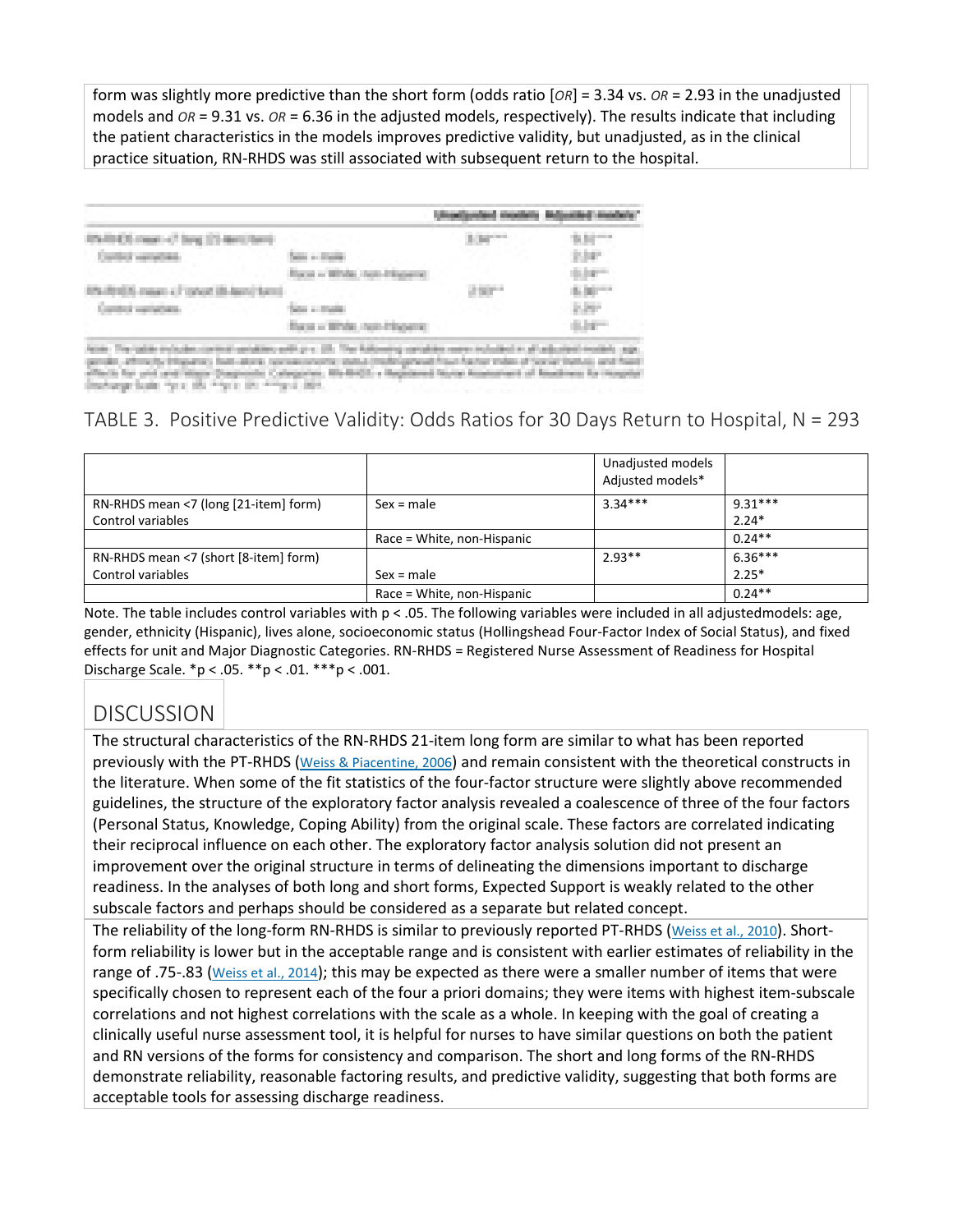form was slightly more predictive than the short form (odds ratio [*OR*] = 3.34 vs. *OR* = 2.93 in the unadjusted models and *OR* = 9.31 vs. *OR* = 6.36 in the adjusted models, respectively). The results indicate that including the patient characteristics in the models improves predictive validity, but unadjusted, as in the clinical practice situation, RN-RHDS was still associated with subsequent return to the hospital.

TABLE 3. Positive Predictive Validity: Odds Ratios for 30 Days Return to Hospital, N = 293

| | | Unadjusted models | Adjusted models* |
|---|---|---|---|
| RN-RHDS mean <7 (long [21-item] form) | | 3.34*** | 9.31*** |
| Control variables | Sex = male | | 2.24* |
| | Race = White, non-Hispanic | | 0.24** |
| RN-RHDS mean <7 (short [8-item] form) | | 2.93** | 6.36*** |
| Control variables | Sex = male | | 2.25* |
| | Race = White, non-Hispanic | | 0.24** |

Note. The table includes control variables with p < .05. The following variables were included in all adjustedmodels: age, gender, ethnicity (Hispanic), lives alone, socioeconomic status (Hollingshead Four-Factor Index of Social Status), and fixed effects for unit and Major Diagnostic Categories. RN-RHDS = Registered Nurse Assessment of Readiness for Hospital Discharge Scale. *p < .05. **p < .01. ***p < .001.

## DISCUSSION

The structural characteristics of the RN-RHDS 21-item long form are similar to what has been reported previously with the PT-RHDS (Weiss & Piacentine, 2006) and remain consistent with the theoretical constructs in the literature. When some of the fit statistics of the four-factor structure were slightly above recommended guidelines, the structure of the exploratory factor analysis revealed a coalescence of three of the four factors (Personal Status, Knowledge, Coping Ability) from the original scale. These factors are correlated indicating their reciprocal influence on each other. The exploratory factor analysis solution did not present an improvement over the original structure in terms of delineating the dimensions important to discharge readiness. In the analyses of both long and short forms, Expected Support is weakly related to the other subscale factors and perhaps should be considered as a separate but related concept.

The reliability of the long-form RN-RHDS is similar to previously reported PT-RHDS (Weiss et al., 2010). Short-form reliability is lower but in the acceptable range and is consistent with earlier estimates of reliability in the range of .75-.83 (Weiss et al., 2014); this may be expected as there were a smaller number of items that were specifically chosen to represent each of the four a priori domains; they were items with highest item-subscale correlations and not highest correlations with the scale as a whole. In keeping with the goal of creating a clinically useful nurse assessment tool, it is helpful for nurses to have similar questions on both the patient and RN versions of the forms for consistency and comparison. The short and long forms of the RN-RHDS demonstrate reliability, reasonable factoring results, and predictive validity, suggesting that both forms are acceptable tools for assessing discharge readiness.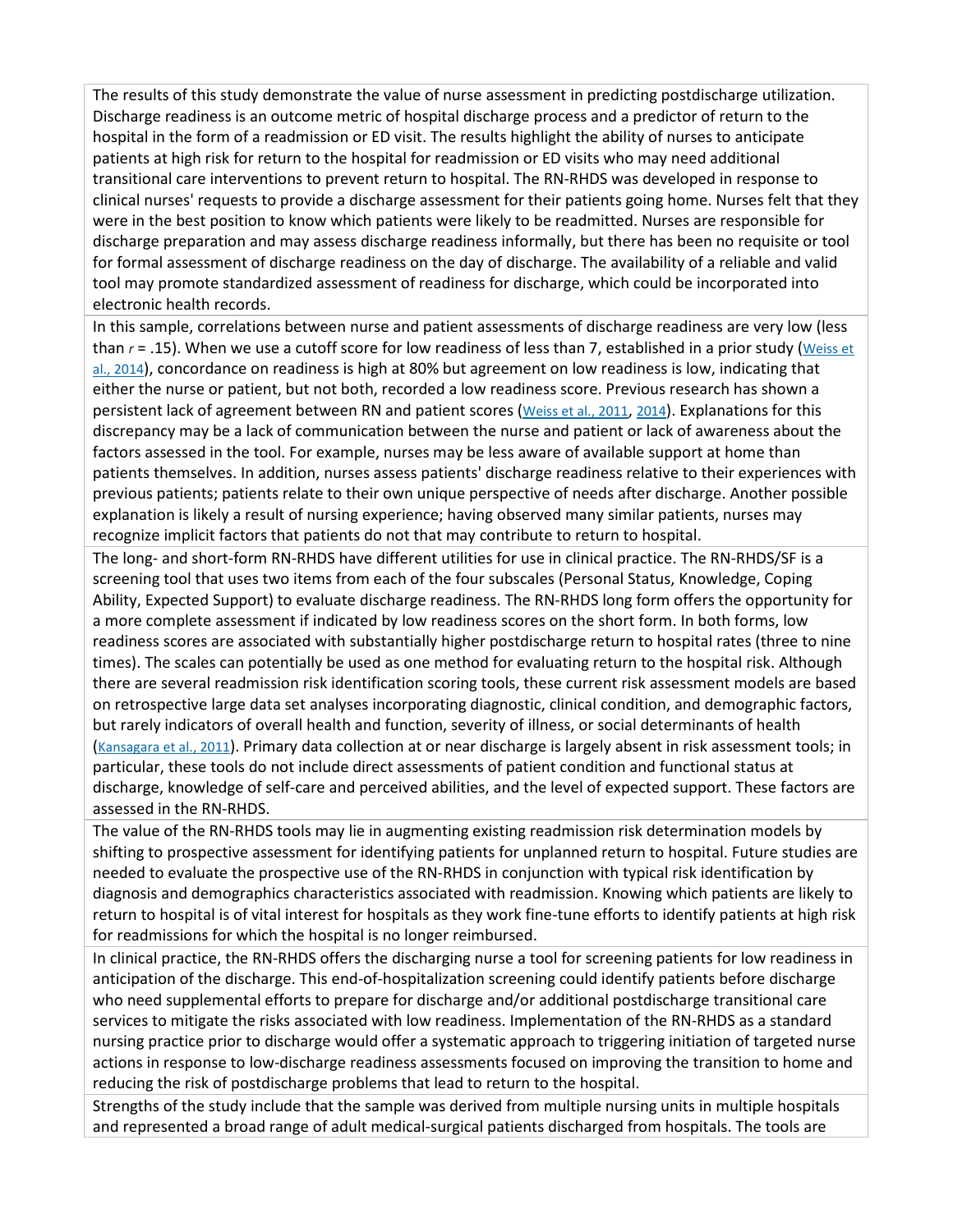The results of this study demonstrate the value of nurse assessment in predicting postdischarge utilization. Discharge readiness is an outcome metric of hospital discharge process and a predictor of return to the hospital in the form of a readmission or ED visit. The results highlight the ability of nurses to anticipate patients at high risk for return to the hospital for readmission or ED visits who may need additional transitional care interventions to prevent return to hospital. The RN-RHDS was developed in response to clinical nurses' requests to provide a discharge assessment for their patients going home. Nurses felt that they were in the best position to know which patients were likely to be readmitted. Nurses are responsible for discharge preparation and may assess discharge readiness informally, but there has been no requisite or tool for formal assessment of discharge readiness on the day of discharge. The availability of a reliable and valid tool may promote standardized assessment of readiness for discharge, which could be incorporated into electronic health records.

In this sample, correlations between nurse and patient assessments of discharge readiness are very low (less than $r$ = .15). When we use a cutoff score for low readiness of less than 7, established in a prior study (Weiss et al., 2014), concordance on readiness is high at 80% but agreement on low readiness is low, indicating that either the nurse or patient, but not both, recorded a low readiness score. Previous research has shown a persistent lack of agreement between RN and patient scores (Weiss et al., 2011, 2014). Explanations for this discrepancy may be a lack of communication between the nurse and patient or lack of awareness about the factors assessed in the tool. For example, nurses may be less aware of available support at home than patients themselves. In addition, nurses assess patients' discharge readiness relative to their experiences with previous patients; patients relate to their own unique perspective of needs after discharge. Another possible explanation is likely a result of nursing experience; having observed many similar patients, nurses may recognize implicit factors that patients do not that may contribute to return to hospital.

The long- and short-form RN-RHDS have different utilities for use in clinical practice. The RN-RHDS/SF is a screening tool that uses two items from each of the four subscales (Personal Status, Knowledge, Coping Ability, Expected Support) to evaluate discharge readiness. The RN-RHDS long form offers the opportunity for a more complete assessment if indicated by low readiness scores on the short form. In both forms, low readiness scores are associated with substantially higher postdischarge return to hospital rates (three to nine times). The scales can potentially be used as one method for evaluating return to the hospital risk. Although there are several readmission risk identification scoring tools, these current risk assessment models are based on retrospective large data set analyses incorporating diagnostic, clinical condition, and demographic factors, but rarely indicators of overall health and function, severity of illness, or social determinants of health (Kansagara et al., 2011). Primary data collection at or near discharge is largely absent in risk assessment tools; in particular, these tools do not include direct assessments of patient condition and functional status at discharge, knowledge of self-care and perceived abilities, and the level of expected support. These factors are assessed in the RN-RHDS.

The value of the RN-RHDS tools may lie in augmenting existing readmission risk determination models by shifting to prospective assessment for identifying patients for unplanned return to hospital. Future studies are needed to evaluate the prospective use of the RN-RHDS in conjunction with typical risk identification by diagnosis and demographics characteristics associated with readmission. Knowing which patients are likely to return to hospital is of vital interest for hospitals as they work fine-tune efforts to identify patients at high risk for readmissions for which the hospital is no longer reimbursed.

In clinical practice, the RN-RHDS offers the discharging nurse a tool for screening patients for low readiness in anticipation of the discharge. This end-of-hospitalization screening could identify patients before discharge who need supplemental efforts to prepare for discharge and/or additional postdischarge transitional care services to mitigate the risks associated with low readiness. Implementation of the RN-RHDS as a standard nursing practice prior to discharge would offer a systematic approach to triggering initiation of targeted nurse actions in response to low-discharge readiness assessments focused on improving the transition to home and reducing the risk of postdischarge problems that lead to return to the hospital.

Strengths of the study include that the sample was derived from multiple nursing units in multiple hospitals and represented a broad range of adult medical-surgical patients discharged from hospitals. The tools are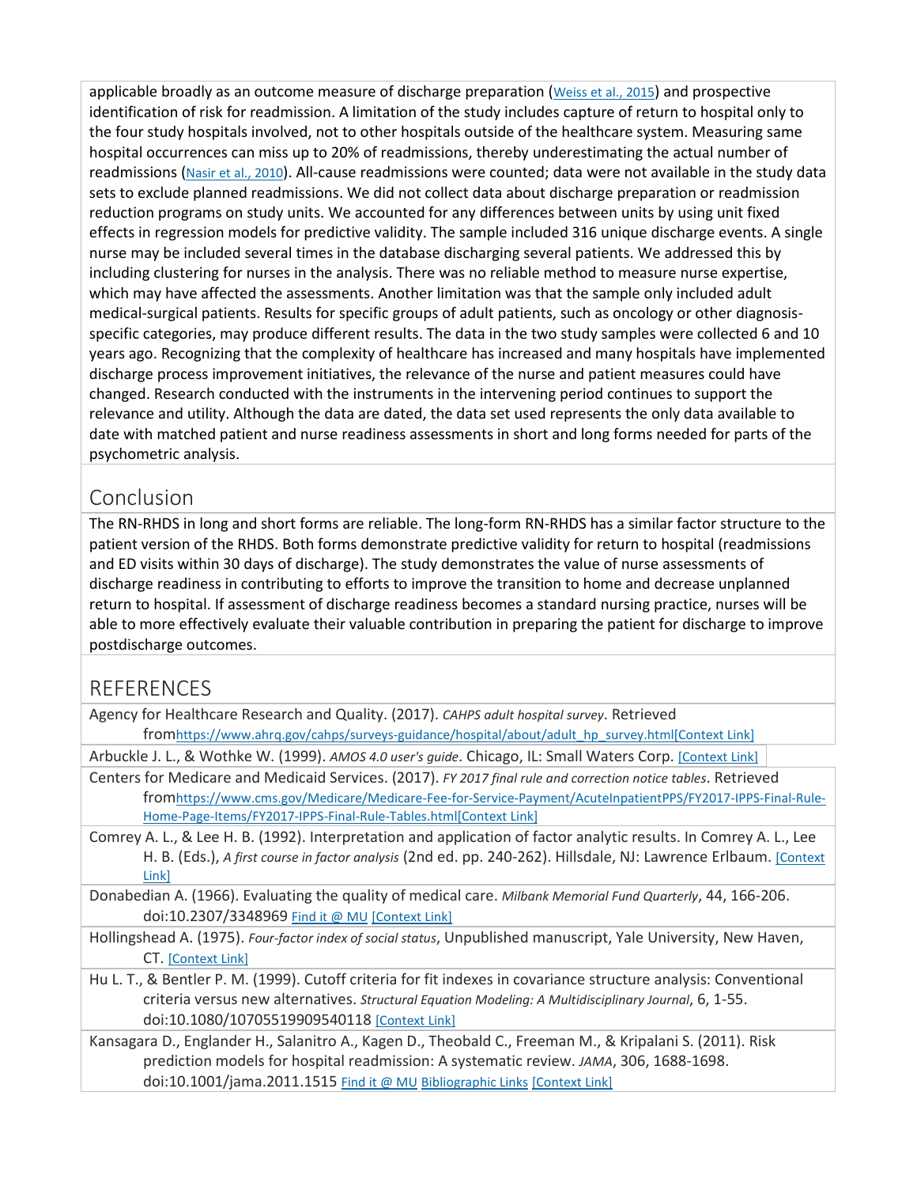applicable broadly as an outcome measure of discharge preparation (Weiss et al., 2015) and prospective identification of risk for readmission. A limitation of the study includes capture of return to hospital only to the four study hospitals involved, not to other hospitals outside of the healthcare system. Measuring same hospital occurrences can miss up to 20% of readmissions, thereby underestimating the actual number of readmissions (Nasir et al., 2010). All-cause readmissions were counted; data were not available in the study data sets to exclude planned readmissions. We did not collect data about discharge preparation or readmission reduction programs on study units. We accounted for any differences between units by using unit fixed effects in regression models for predictive validity. The sample included 316 unique discharge events. A single nurse may be included several times in the database discharging several patients. We addressed this by including clustering for nurses in the analysis. There was no reliable method to measure nurse expertise, which may have affected the assessments. Another limitation was that the sample only included adult medical-surgical patients. Results for specific groups of adult patients, such as oncology or other diagnosis-specific categories, may produce different results. The data in the two study samples were collected 6 and 10 years ago. Recognizing that the complexity of healthcare has increased and many hospitals have implemented discharge process improvement initiatives, the relevance of the nurse and patient measures could have changed. Research conducted with the instruments in the intervening period continues to support the relevance and utility. Although the data are dated, the data set used represents the only data available to date with matched patient and nurse readiness assessments in short and long forms needed for parts of the psychometric analysis.

## Conclusion

The RN-RHDS in long and short forms are reliable. The long-form RN-RHDS has a similar factor structure to the patient version of the RHDS. Both forms demonstrate predictive validity for return to hospital (readmissions and ED visits within 30 days of discharge). The study demonstrates the value of nurse assessments of discharge readiness in contributing to efforts to improve the transition to home and decrease unplanned return to hospital. If assessment of discharge readiness becomes a standard nursing practice, nurses will be able to more effectively evaluate their valuable contribution in preparing the patient for discharge to improve postdischarge outcomes.

## REFERENCES

Agency for Healthcare Research and Quality. (2017). *CAHPS adult hospital survey*. Retrieved from https://www.ahrq.gov/cahps/surveys-guidance/hospital/about/adult_hp_survey.html [Context Link]

Arbuckle J. L., & Wothke W. (1999). *AMOS 4.0 user's guide*. Chicago, IL: Small Waters Corp. [Context Link]

Centers for Medicare and Medicaid Services. (2017). *FY 2017 final rule and correction notice tables*. Retrieved from https://www.cms.gov/Medicare/Medicare-Fee-for-Service-Payment/AcuteInpatientPPS/FY2017-IPPS-Final-Rule-Home-Page-Items/FY2017-IPPS-Final-Rule-Tables.html [Context Link]

Comrey A. L., & Lee H. B. (1992). Interpretation and application of factor analytic results. In Comrey A. L., Lee H. B. (Eds.), *A first course in factor analysis* (2nd ed. pp. 240-262). Hillsdale, NJ: Lawrence Erlbaum. [Context Link]

Donabedian A. (1966). Evaluating the quality of medical care. *Milbank Memorial Fund Quarterly*, 44, 166-206. doi:10.2307/3348969 Find it @ MU [Context Link]

Hollingshead A. (1975). *Four-factor index of social status*, Unpublished manuscript, Yale University, New Haven, CT. [Context Link]

Hu L. T., & Bentler P. M. (1999). Cutoff criteria for fit indexes in covariance structure analysis: Conventional criteria versus new alternatives. *Structural Equation Modeling: A Multidisciplinary Journal*, 6, 1-55. doi:10.1080/10705519909540118 [Context Link]

Kansagara D., Englander H., Salanitro A., Kagen D., Theobald C., Freeman M., & Kripalani S. (2011). Risk prediction models for hospital readmission: A systematic review. *JAMA*, 306, 1688-1698. doi:10.1001/jama.2011.1515 Find it @ MU Bibliographic Links [Context Link]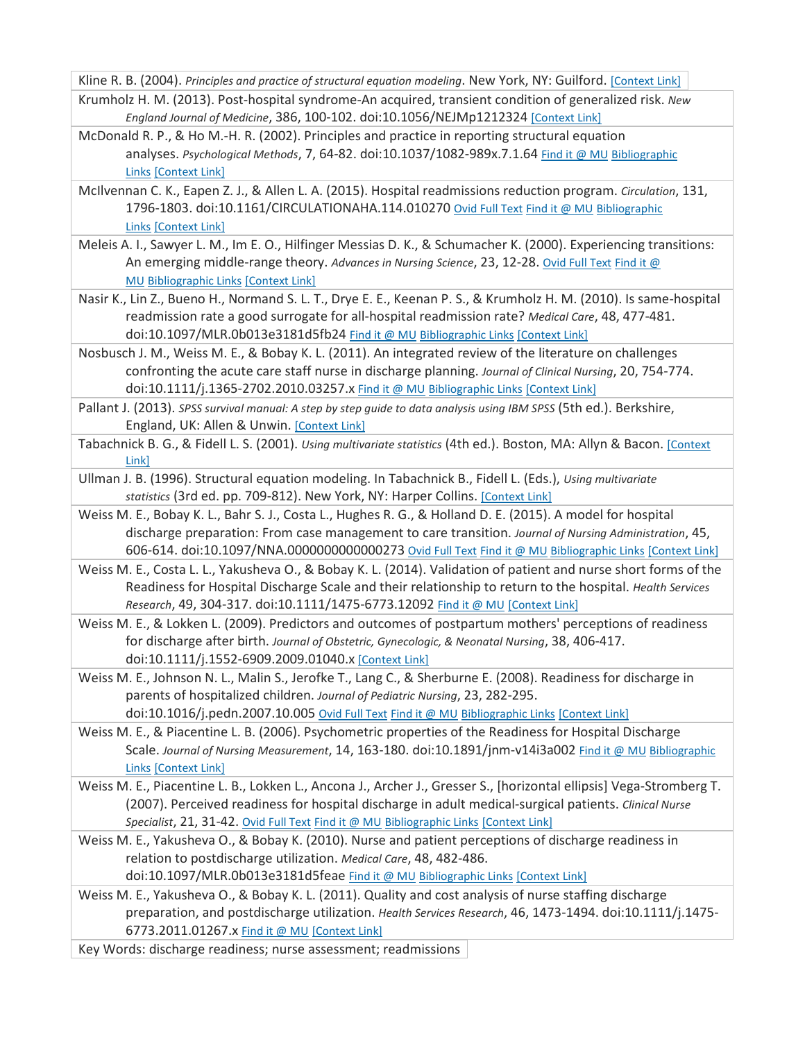Kline R. B. (2004). *Principles and practice of structural equation modeling*. New York, NY: Guilford. [Context Link]

Krumholz H. M. (2013). Post-hospital syndrome-An acquired, transient condition of generalized risk. *New England Journal of Medicine*, 386, 100-102. doi:10.1056/NEJMp1212324 [Context Link]

McDonald R. P., & Ho M.-H. R. (2002). Principles and practice in reporting structural equation analyses. *Psychological Methods*, 7, 64-82. doi:10.1037/1082-989x.7.1.64 Find it @ MU Bibliographic Links [Context Link]

McIlvennan C. K., Eapen Z. J., & Allen L. A. (2015). Hospital readmissions reduction program. *Circulation*, 131, 1796-1803. doi:10.1161/CIRCULATIONAHA.114.010270 Ovid Full Text Find it @ MU Bibliographic Links [Context Link]

Meleis A. I., Sawyer L. M., Im E. O., Hilfinger Messias D. K., & Schumacher K. (2000). Experiencing transitions: An emerging middle-range theory. *Advances in Nursing Science*, 23, 12-28. Ovid Full Text Find it @ MU Bibliographic Links [Context Link]

Nasir K., Lin Z., Bueno H., Normand S. L. T., Drye E. E., Keenan P. S., & Krumholz H. M. (2010). Is same-hospital readmission rate a good surrogate for all-hospital readmission rate? *Medical Care*, 48, 477-481. doi:10.1097/MLR.0b013e3181d5fb24 Find it @ MU Bibliographic Links [Context Link]

Nosbusch J. M., Weiss M. E., & Bobay K. L. (2011). An integrated review of the literature on challenges confronting the acute care staff nurse in discharge planning. *Journal of Clinical Nursing*, 20, 754-774. doi:10.1111/j.1365-2702.2010.03257.x Find it @ MU Bibliographic Links [Context Link]

Pallant J. (2013). *SPSS survival manual: A step by step guide to data analysis using IBM SPSS* (5th ed.). Berkshire, England, UK: Allen & Unwin. [Context Link]

Tabachnick B. G., & Fidell L. S. (2001). *Using multivariate statistics* (4th ed.). Boston, MA: Allyn & Bacon. [Context Link]

Ullman J. B. (1996). Structural equation modeling. In Tabachnick B., Fidell L. (Eds.), *Using multivariate statistics* (3rd ed. pp. 709-812). New York, NY: Harper Collins. [Context Link]

Weiss M. E., Bobay K. L., Bahr S. J., Costa L., Hughes R. G., & Holland D. E. (2015). A model for hospital discharge preparation: From case management to care transition. *Journal of Nursing Administration*, 45, 606-614. doi:10.1097/NNA.0000000000000273 Ovid Full Text Find it @ MU Bibliographic Links [Context Link]

Weiss M. E., Costa L. L., Yakusheva O., & Bobay K. L. (2014). Validation of patient and nurse short forms of the Readiness for Hospital Discharge Scale and their relationship to return to the hospital. *Health Services Research*, 49, 304-317. doi:10.1111/1475-6773.12092 Find it @ MU [Context Link]

Weiss M. E., & Lokken L. (2009). Predictors and outcomes of postpartum mothers' perceptions of readiness for discharge after birth. *Journal of Obstetric, Gynecologic, & Neonatal Nursing*, 38, 406-417. doi:10.1111/j.1552-6909.2009.01040.x [Context Link]

Weiss M. E., Johnson N. L., Malin S., Jerofke T., Lang C., & Sherburne E. (2008). Readiness for discharge in parents of hospitalized children. *Journal of Pediatric Nursing*, 23, 282-295. doi:10.1016/j.pedn.2007.10.005 Ovid Full Text Find it @ MU Bibliographic Links [Context Link]

Weiss M. E., & Piacentine L. B. (2006). Psychometric properties of the Readiness for Hospital Discharge Scale. *Journal of Nursing Measurement*, 14, 163-180. doi:10.1891/jnm-v14i3a002 Find it @ MU Bibliographic Links [Context Link]

Weiss M. E., Piacentine L. B., Lokken L., Ancona J., Archer J., Gresser S., [horizontal ellipsis] Vega-Stromberg T. (2007). Perceived readiness for hospital discharge in adult medical-surgical patients. *Clinical Nurse Specialist*, 21, 31-42. Ovid Full Text Find it @ MU Bibliographic Links [Context Link]

Weiss M. E., Yakusheva O., & Bobay K. (2010). Nurse and patient perceptions of discharge readiness in relation to postdischarge utilization. *Medical Care*, 48, 482-486. doi:10.1097/MLR.0b013e3181d5feae Find it @ MU Bibliographic Links [Context Link]

Weiss M. E., Yakusheva O., & Bobay K. L. (2011). Quality and cost analysis of nurse staffing discharge preparation, and postdischarge utilization. *Health Services Research*, 46, 1473-1494. doi:10.1111/j.1475-6773.2011.01267.x Find it @ MU [Context Link]

Key Words: discharge readiness; nurse assessment; readmissions